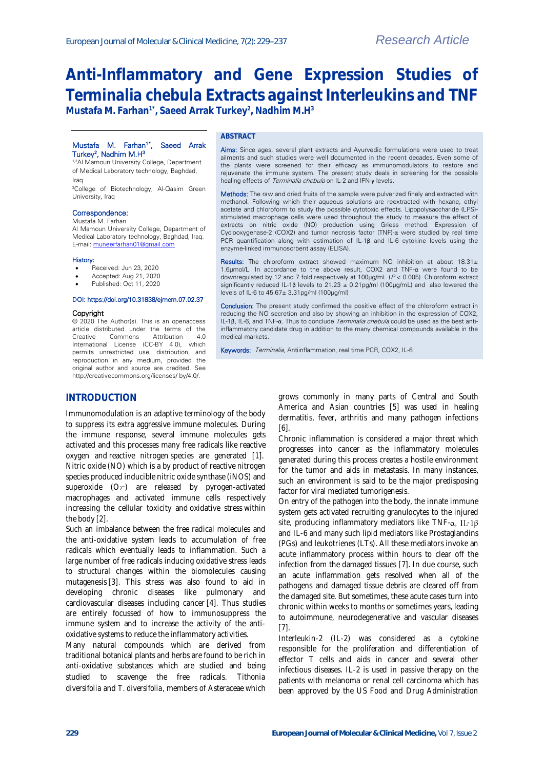Research Article

# Anti-Inflammatory and Gene Expression Studies of Terminalia chebula Extracts against Interleukins and TNF

**Mustafa M. Farhan[1*], Saeed Arrak Turkey[2], Nadhim M.H[3]**

Mustafa M. Farhan[1*], Saeed Arrak Turkey[2], Nadhim M.H[3]

[1,2]Al Mamoun University College, Department of Medical Laboratory technology, Baghdad, Iraq

[3]College of Biotechnology, Al-Qasim Green University, Iraq

**Correspondence:**
Mustafa M. Farhan
Al Mamoun University College, Department of Medical Laboratory technology, Baghdad, Iraq.
E-mail: muneerfarhan01@gmail.com

**History:**

- Received: Jun 23, 2020
- Accepted: Aug 21, 2020
- Published: Oct 11, 2020

DOI: https://doi.org/10.31838/ejmcm.07.02.37

**Copyright**
© 2020 The Author(s). This is an openaccess article distributed under the terms of the Creative Commons Attribution 4.0 International License (CC-BY 4.0), which permits unrestricted use, distribution, and reproduction in any medium, provided the original author and source are credited. See http://creativecommons.org/licenses/ by/4.0/.

## ABSTRACT

**Aims:** Since ages, several plant extracts and Ayurvedic formulations were used to treat ailments and such studies were well documented in the recent decades. Even some of the plants were screened for their efficacy as immunomodulators to restore and rejuvenate the immune system. The present study deals in screening for the possible healing effects of *Terminalia chebula* on IL-2 and IFN-γ levels.

**Methods:** The raw and dried fruits of the sample were pulverized finely and extracted with methanol. Following which their aqueous solutions are reextracted with hexane, ethyl acetate and chloroform to study the possible cytotoxic effects. Lipopolysaccharide (LPS)-stimulated macrophage cells were used throughout the study to measure the effect of extracts on nitric oxide (NO) production using Griess method. Expression of Cyclooxygenase-2 (COX2) and tumor necrosis factor (TNF)-α were studied by real time PCR quantification along with estimation of IL-1β and IL-6 cytokine levels using the enzyme-linked immunosorbent assay (ELISA).

**Results:** The chloroform extract showed maximum NO inhibition at about 18.31± 1.6μmol/L. In accordance to the above result, COX2 and TNF-α were found to be downregulated by 12 and 7 fold respectively at 100μg/mL ($P < 0.005$). Chloroform extract significantly reduced IL-1β levels to 21.23 ± 0.21pg/ml (100μg/mL) and also lowered the levels of IL-6 to 45.67± 3.31pg/ml (100μg/ml)

**Conclusion:** The present study confirmed the positive effect of the chloroform extract in reducing the NO secretion and also by showing an inhibition in the expression of COX2, IL-1β, IL-6, and TNF-α. Thus to conclude *Terminalia chebula* could be used as the best anti-inflammatory candidate drug in addition to the many chemical compounds available in the medical markets.

**Keywords:** *Terminalia*, Antiinflammation, real time PCR, COX2, IL-6

## INTRODUCTION

Immunomodulation is an adaptive terminology of the body to suppress its extra aggressive immune molecules. During the immune response, several immune molecules gets activated and this processes many free radicals like reactive oxygen and reactive nitrogen species are generated [1]. Nitric oxide (NO) which is a by product of reactive nitrogen species produced inducible nitric oxide synthase (iNOS) and superoxide ($O_2^-$) are released by pyrogen-activated macrophages and activated immune cells respectively increasing the cellular toxicity and oxidative stress within the body [2].

Such an imbalance between the free radical molecules and the anti-oxidative system leads to accumulation of free radicals which eventually leads to inflammation. Such a large number of free radicals inducing oxidative stress leads to structural changes within the biomolecules causing mutagenesis [3]. This stress was also found to aid in developing chronic diseases like pulmonary and cardiovascular diseases including cancer [4]. Thus studies are entirely focussed of how to immunosuppress the immune system and to increase the activity of the anti-oxidative systems to reduce the inflammatory activities.

Many natural compounds which are derived from traditional botanical plants and herbs are found to be rich in anti-oxidative substances which are studied and being studied to scavenge the free radicals. *Tithonia diversifolia* and *T. diversifolia*, members of Asteraceae which grows commonly in many parts of Central and South America and Asian countries [5] was used in healing dermatitis, fever, arthritis and many pathogen infections [6].

Chronic inflammation is considered a major threat which progresses into cancer as the inflammatory molecules generated during this process creates a hostile environment for the tumor and aids in metastasis. In many instances, such an environment is said to be the major predisposing factor for viral mediated tumorigenesis.

On entry of the pathogen into the body, the innate immune system gets activated recruiting granulocytes to the injured site, producing inflammatory mediators like TNF-α, IL-1β and IL-6 and many such lipid mediators like Prostaglandins (PGs) and leukotrienes (LTs). All these mediators invoke an acute inflammatory process within hours to clear off the infection from the damaged tissues [7]. In due course, such an acute inflammation gets resolved when all of the pathogens and damaged tissue debris are cleared off from the damaged site. But sometimes, these acute cases turn into chronic within weeks to months or sometimes years, leading to autoimmune, neurodegenerative and vascular diseases [7].

Interleukin-2 (IL-2) was considered as a cytokine responsible for the proliferation and differentiation of effector T cells and aids in cancer and several other infectious diseases. IL-2 is used in passive therapy on the patients with melanoma or renal cell carcinoma which has been approved by the US Food and Drug Administration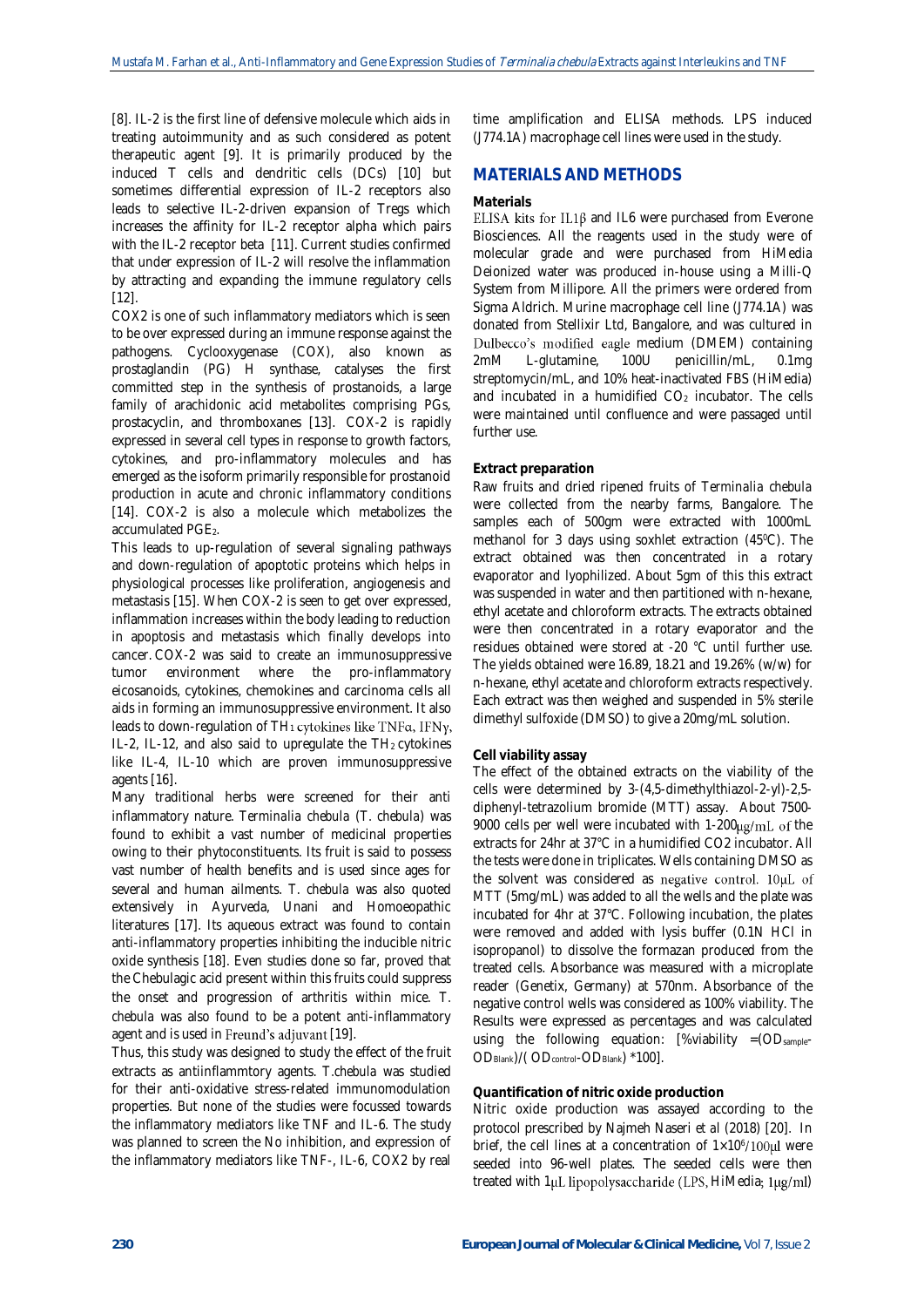[8]. IL-2 is the first line of defensive molecule which aids in treating autoimmunity and as such considered as potent therapeutic agent [9]. It is primarily produced by the induced T cells and dendritic cells (DCs) [10] but sometimes differential expression of IL-2 receptors also leads to selective IL-2-driven expansion of Tregs which increases the affinity for IL-2 receptor alpha which pairs with the IL-2 receptor beta [11]. Current studies confirmed that under expression of IL-2 will resolve the inflammation by attracting and expanding the immune regulatory cells [12].

COX2 is one of such inflammatory mediators which is seen to be over expressed during an immune response against the pathogens. Cyclooxygenase (COX), also known as prostaglandin (PG) H synthase, catalyses the first committed step in the synthesis of prostanoids, a large family of arachidonic acid metabolites comprising PGs, prostacyclin, and thromboxanes [13]. COX-2 is rapidly expressed in several cell types in response to growth factors, cytokines, and pro-inflammatory molecules and has emerged as the isoform primarily responsible for prostanoid production in acute and chronic inflammatory conditions [14]. COX-2 is also a molecule which metabolizes the accumulated $PGE_2$.

This leads to up-regulation of several signaling pathways and down-regulation of apoptotic proteins which helps in physiological processes like proliferation, angiogenesis and metastasis [15]. When COX-2 is seen to get over expressed, inflammation increases within the body leading to reduction in apoptosis and metastasis which finally develops into cancer. COX-2 was said to create an immunosuppressive tumor environment where the pro-inflammatory eicosanoids, cytokines, chemokines and carcinoma cells all aids in forming an immunosuppressive environment. It also leads to down-regulation of $TH_1$ cytokines like TNFα, IFNγ, IL-2, IL-12, and also said to upregulate the $TH_2$ cytokines like IL-4, IL-10 which are proven immunosuppressive agents [16].

Many traditional herbs were screened for their anti inflammatory nature. *Terminalia chebula* (*T. chebula*) was found to exhibit a vast number of medicinal properties owing to their phytoconstituents. Its fruit is said to possess vast number of health benefits and is used since ages for several and human ailments. *T. chebula* was also quoted extensively in Ayurveda, Unani and Homoeopathic literatures [17]. Its aqueous extract was found to contain anti-inflammatory properties inhibiting the inducible nitric oxide synthesis [18]. Even studies done so far, proved that the Chebulagic acid present within this fruits could suppress the onset and progression of arthritis within mice. *T. chebula* was also found to be a potent anti-inflammatory agent and is used in Freund's adjuvant [19].

Thus, this study was designed to study the effect of the fruit extracts as antiinflammtory agents. *T.chebula* was studied for their anti-oxidative stress-related immunomodulation properties. But none of the studies were focussed towards the inflammatory mediators like TNF and IL-6. The study was planned to screen the No inhibition, and expression of the inflammatory mediators like TNF-, IL-6, COX2 by real time amplification and ELISA methods. LPS induced (J774.1A) macrophage cell lines were used in the study.

## MATERIALS AND METHODS

### Materials

ELISA kits for IL1β and IL6 were purchased from Everone Biosciences. All the reagents used in the study were of molecular grade and were purchased from HiMedia Deionized water was produced in-house using a Milli-Q System from Millipore. All the primers were ordered from Sigma Aldrich. Murine macrophage cell line (J774.1A) was donated from Stellixir Ltd, Bangalore, and was cultured in Dulbecco's modified eagle medium (DMEM) containing 2mM L-glutamine, 100U penicillin/mL, 0.1mg streptomycin/mL, and 10% heat-inactivated FBS (HiMedia) and incubated in a humidified $CO_2$ incubator. The cells were maintained until confluence and were passaged until further use.

### Extract preparation

Raw fruits and dried ripened fruits of *Terminalia chebula* were collected from the nearby farms, Bangalore. The samples each of 500gm were extracted with 1000mL methanol for 3 days using soxhlet extraction (45$^0$C). The extract obtained was then concentrated in a rotary evaporator and lyophilized. About 5gm of this this extract was suspended in water and then partitioned with n-hexane, ethyl acetate and chloroform extracts. The extracts obtained were then concentrated in a rotary evaporator and the residues obtained were stored at -20 °C until further use. The yields obtained were 16.89, 18.21 and 19.26% (w/w) for n-hexane, ethyl acetate and chloroform extracts respectively. Each extract was then weighed and suspended in 5% sterile dimethyl sulfoxide (DMSO) to give a 20mg/mL solution.

### Cell viability assay

The effect of the obtained extracts on the viability of the cells were determined by 3-(4,5-dimethylthiazol-2-yl)-2,5-diphenyl-tetrazolium bromide (MTT) assay. About 7500-9000 cells per well were incubated with 1-200μg/mL of the extracts for 24hr at 37°C in a humidified CO2 incubator. All the tests were done in triplicates. Wells containing DMSO as the solvent was considered as negative control. 10μL of MTT (5mg/mL) was added to all the wells and the plate was incubated for 4hr at 37°C. Following incubation, the plates were removed and added with lysis buffer (0.1N HCl in isopropanol) to dissolve the formazan produced from the treated cells. Absorbance was measured with a microplate reader (Genetix, Germany) at 570nm. Absorbance of the negative control wells was considered as 100% viability. The Results were expressed as percentages and was calculated using the following equation: [$\%viability = (OD_{sample}-OD_{Blank})/(OD_{control}-OD_{Blank}) * 100$].

### Quantification of nitric oxide production

Nitric oxide production was assayed according to the protocol prescribed by Najmeh Naseri *et al* (2018) [20]. In brief, the cell lines at a concentration of $1\times10^6$/100μl were seeded into 96-well plates. The seeded cells were then treated with 1μL lipopolysaccharide (LPS, HiMedia; 1μg/ml)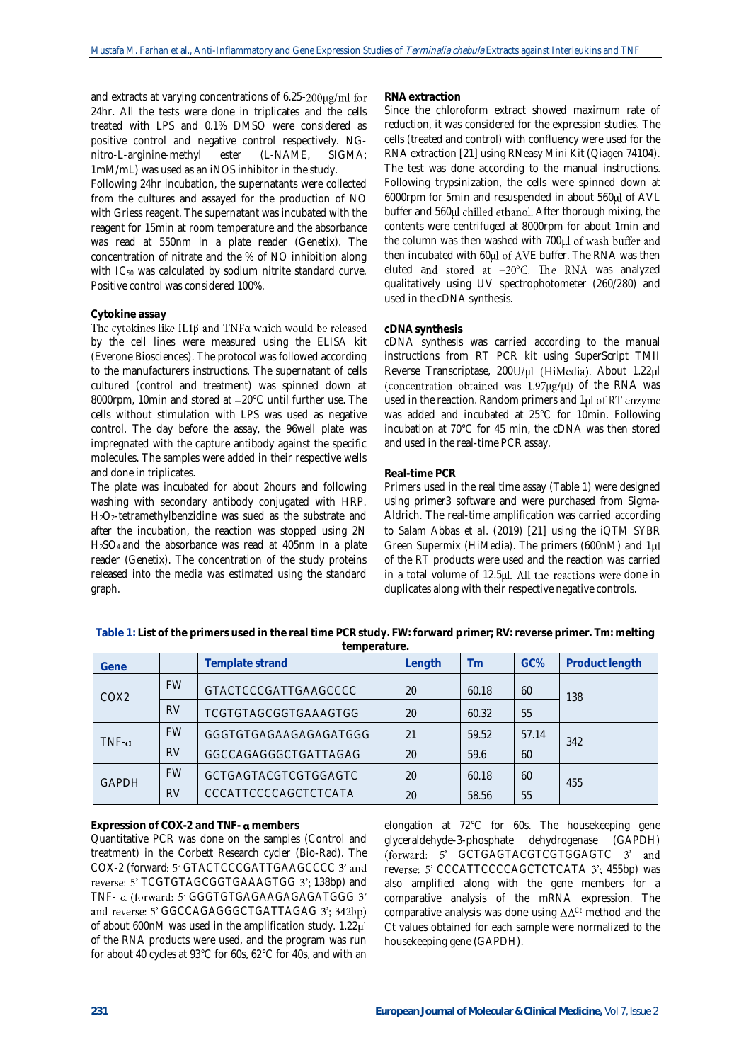and extracts at varying concentrations of 6.25-200μg/ml for 24hr. All the tests were done in triplicates and the cells treated with LPS and 0.1% DMSO were considered as positive control and negative control respectively. NG-nitro-L-arginine-methyl ester (L-NAME, SIGMA; 1mM/mL) was used as an iNOS inhibitor in the study.

Following 24hr incubation, the supernatants were collected from the cultures and assayed for the production of NO with Griess reagent. The supernatant was incubated with the reagent for 15min at room temperature and the absorbance was read at 550nm in a plate reader (Genetix). The concentration of nitrate and the % of NO inhibition along with $IC_{50}$ was calculated by sodium nitrite standard curve. Positive control was considered 100%.

**Cytokine assay**

The cytokines like IL1β and TNFα which would be released by the cell lines were measured using the ELISA kit (Everone Biosciences). The protocol was followed according to the manufacturers instructions. The supernatant of cells cultured (control and treatment) was spinned down at 8000rpm, 10min and stored at −20°C until further use. The cells without stimulation with LPS was used as negative control. The day before the assay, the 96well plate was impregnated with the capture antibody against the specific molecules. The samples were added in their respective wells and done in triplicates.

The plate was incubated for about 2hours and following washing with secondary antibody conjugated with HRP. $H_2O_2$-tetramethylbenzidine was sued as the substrate and after the incubation, the reaction was stopped using 2N $H_2SO_4$ and the absorbance was read at 405nm in a plate reader (Genetix). The concentration of the study proteins released into the media was estimated using the standard graph.

**RNA extraction**

Since the chloroform extract showed maximum rate of reduction, it was considered for the expression studies. The cells (treated and control) with confluency were used for the RNA extraction [21] using RNeasy Mini Kit (Qiagen 74104). The test was done according to the manual instructions. Following trypsinization, the cells were spinned down at 6000rpm for 5min and resuspended in about 560μl of AVL buffer and 560μl chilled ethanol. After thorough mixing, the contents were centrifuged at 8000rpm for about 1min and the column was then washed with 700μl of wash buffer and then incubated with 60μl of AVE buffer. The RNA was then eluted and stored at −20°C. The RNA was analyzed qualitatively using UV spectrophotometer (260/280) and used in the cDNA synthesis.

**cDNA synthesis**

cDNA synthesis was carried according to the manual instructions from RT PCR kit using SuperScript TMII Reverse Transcriptase, 200U/μl (HiMedia). About 1.22μl (concentration obtained was 1.97μg/μl) of the RNA was used in the reaction. Random primers and 1μl of RT enzyme was added and incubated at 25°C for 10min. Following incubation at 70°C for 45 min, the cDNA was then stored and used in the real-time PCR assay.

**Real-time PCR**

Primers used in the real time assay (Table 1) were designed using primer3 software and were purchased from Sigma-Aldrich. The real-time amplification was carried according to Salam Abbas *et al.* (2019) [21] using the iQTM SYBR Green Supermix (HiMedia). The primers (600nM) and 1μl of the RT products were used and the reaction was carried in a total volume of 12.5μl. All the reactions were done in duplicates along with their respective negative controls.

**Table 1: List of the primers used in the real time PCR study. FW: forward primer; RV: reverse primer. Tm: melting temperature.**

| Gene | | Template strand | Length | Tm | GC% | Product length |
|---|---|---|---|---|---|---|
| COX2 | FW | GTACTCCCGATTGAAGCCCC | 20 | 60.18 | 60 | 138 |
| | RV | TCGTGTAGCGGTGAAAGTGG | 20 | 60.32 | 55 | |
| TNF-α | FW | GGGTGTGAGAAGAGAGATGGG | 21 | 59.52 | 57.14 | 342 |
| | RV | GGCCAGAGGGCTGATTAGAG | 20 | 59.6 | 60 | |
| GAPDH | FW | GCTGAGTACGTCGTGGAGTC | 20 | 60.18 | 60 | 455 |
| | RV | CCCATTCCCCAGCTCTCATA | 20 | 58.56 | 55 | |

**Expression of COX-2 and TNF- α members**

Quantitative PCR was done on the samples (Control and treatment) in the Corbett Research cycler (Bio-Rad). The COX-2 (forward: 5' GTACTCCCGATTGAAGCCCC 3' and reverse: 5' TCGTGTAGCGGTGAAAGTGG 3'; 138bp) and TNF- α (forward: 5' GGGTGTGAGAAGAGAGATGGG 3' and reverse: 5' GGCCAGAGGGCTGATTAGAG 3'; 342bp) of about 600nM was used in the amplification study. 1.22μl of the RNA products were used, and the program was run for about 40 cycles at 93°C for 60s, 62°C for 40s, and with an elongation at 72°C for 60s. The housekeeping gene glyceraldehyde-3-phosphate dehydrogenase (GAPDH) (forward: 5' GCTGAGTACGTCGTGGAGTC 3' and reverse: 5' CCCATTCCCCAGCTCTCATA 3'; 455bp) was also amplified along with the gene members for a comparative analysis of the mRNA expression. The comparative analysis was done using $\Delta\Delta^{Ct}$ method and the Ct values obtained for each sample were normalized to the housekeeping gene (GAPDH).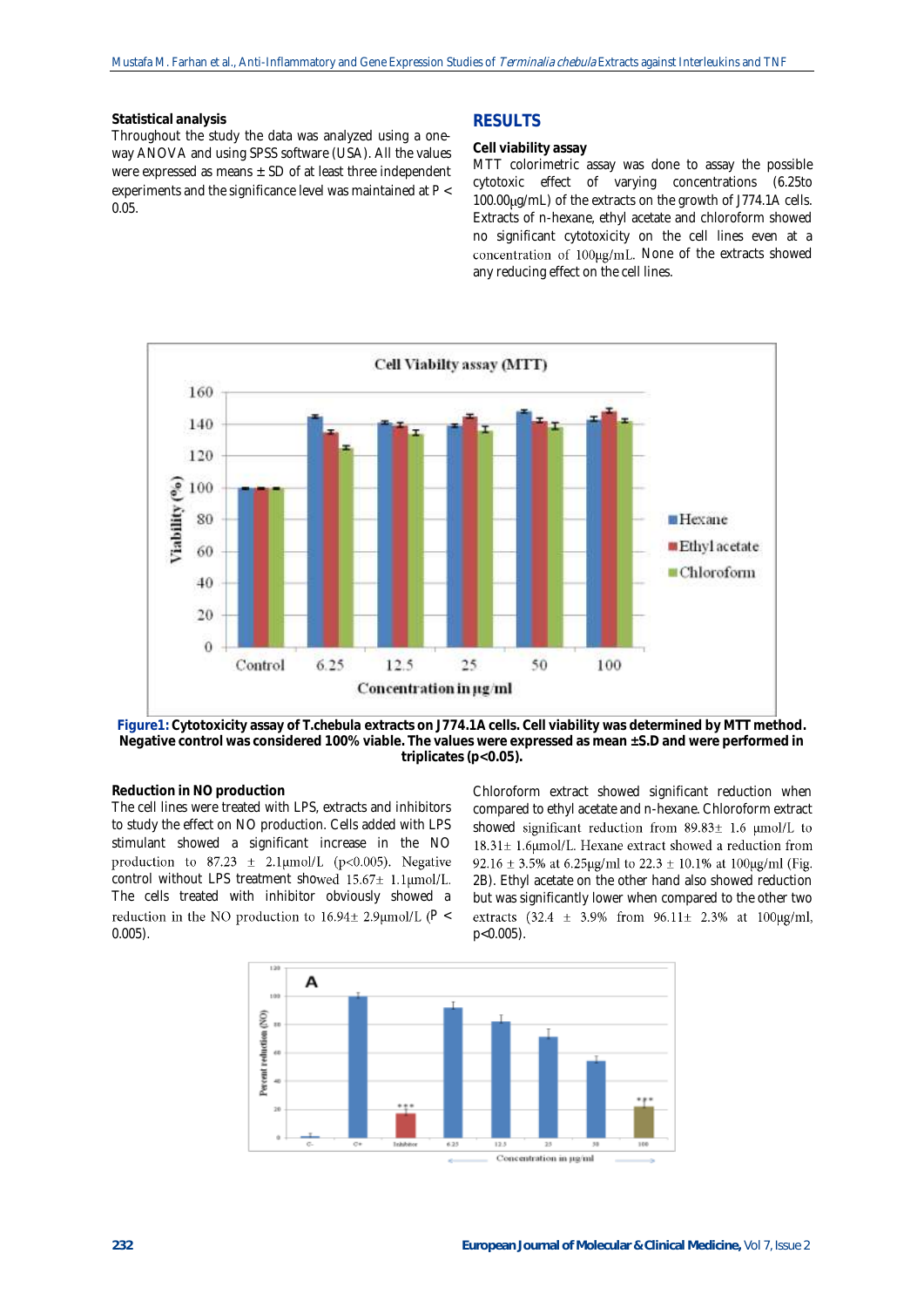**Statistical analysis**

Throughout the study the data was analyzed using a one-way ANOVA and using SPSS software (USA). All the values were expressed as means ± SD of at least three independent experiments and the significance level was maintained at $P < 0.05$.

## RESULTS

**Cell viability assay**

MTT colorimetric assay was done to assay the possible cytotoxic effect of varying concentrations (6.25to 100.00μg/mL) of the extracts on the growth of J774.1A cells. Extracts of n-hexane, ethyl acetate and chloroform showed no significant cytotoxicity on the cell lines even at a concentration of 100μg/mL. None of the extracts showed any reducing effect on the cell lines.

**Figure1:** Cytotoxicity assay of T.chebula extracts on J774.1A cells. Cell viability was determined by MTT method. Negative control was considered 100% viable. The values were expressed as mean ±S.D and were performed in triplicates ($p<0.05$).

**Reduction in NO production**

The cell lines were treated with LPS, extracts and inhibitors to study the effect on NO production. Cells added with LPS stimulant showed a significant increase in the NO production to 87.23 ± 2.1μmol/L ($p<0.005$). Negative control without LPS treatment showed 15.67± 1.1μmol/L. The cells treated with inhibitor obviously showed a reduction in the NO production to 16.94± 2.9μmol/L ($P < 0.005$).

Chloroform extract showed significant reduction when compared to ethyl acetate and n-hexane. Chloroform extract showed significant reduction from 89.83± 1.6 μmol/L to 18.31± 1.6μmol/L. Hexane extract showed a reduction from 92.16 ± 3.5% at 6.25μg/ml to 22.3 ± 10.1% at 100μg/ml (Fig. 2B). Ethyl acetate on the other hand also showed reduction but was significantly lower when compared to the other two extracts (32.4 ± 3.9% from 96.11± 2.3% at 100μg/ml, $p<0.005$).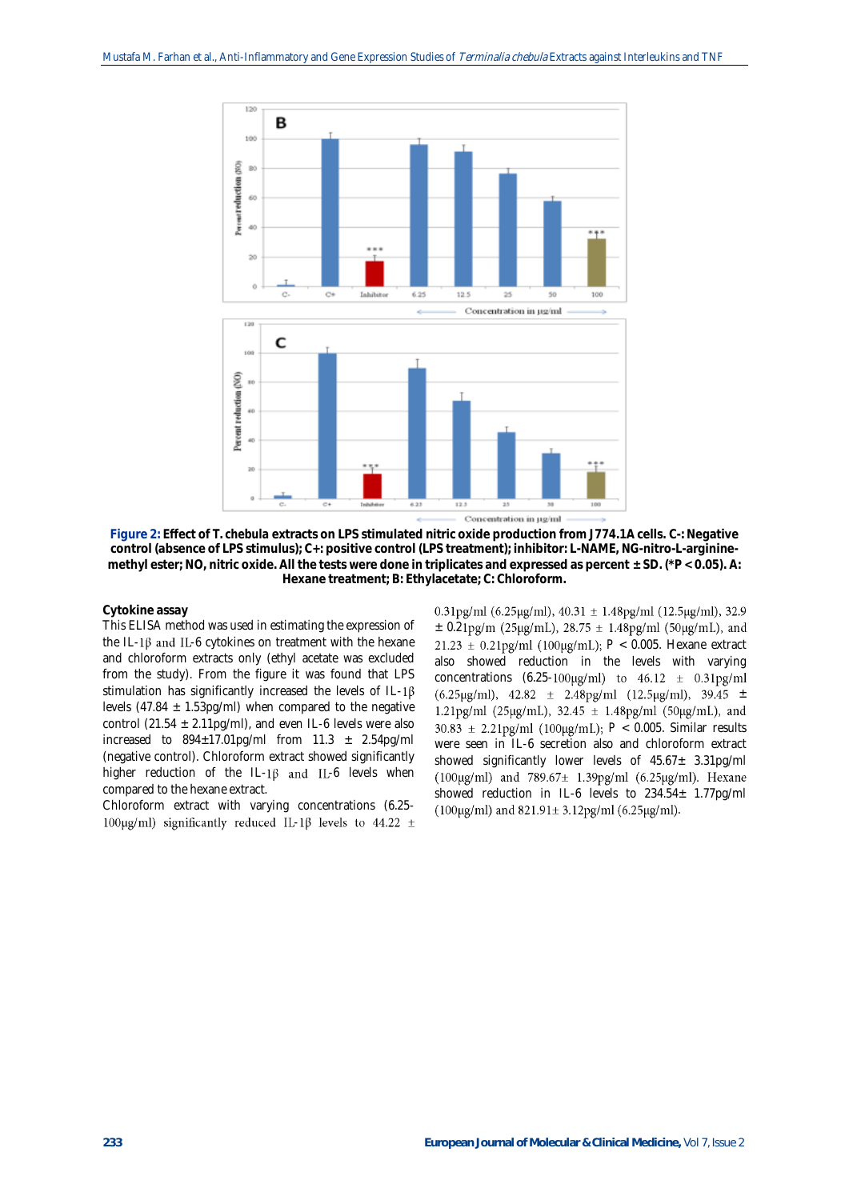**Figure 2:** Effect of T. chebula extracts on LPS stimulated nitric oxide production from J774.1A cells. C-: Negative control (absence of LPS stimulus); C+: positive control (LPS treatment); inhibitor: L-NAME, NG-nitro-L-arginine-methyl ester; NO, nitric oxide. All the tests were done in triplicates and expressed as percent ± SD. (*P < 0.05). A: Hexane treatment; B: Ethylacetate; C: Chloroform.

### Cytokine assay

This ELISA method was used in estimating the expression of the IL-1β and IL-6 cytokines on treatment with the hexane and chloroform extracts only (ethyl acetate was excluded from the study). From the figure it was found that LPS stimulation has significantly increased the levels of IL-1β levels (47.84 ± 1.53pg/ml) when compared to the negative control (21.54 ± 2.11pg/ml), and even IL-6 levels were also increased to 894±17.01pg/ml from 11.3 ± 2.54pg/ml (negative control). Chloroform extract showed significantly higher reduction of the IL-1β and IL-6 levels when compared to the hexane extract.

Chloroform extract with varying concentrations (6.25-100µg/ml) significantly reduced IL-1β levels to 44.22 ± 0.31pg/ml (6.25µg/ml), 40.31 ± 1.48pg/ml (12.5µg/ml), 32.9 ± 0.21pg/m (25µg/mL), 28.75 ± 1.48pg/ml (50µg/mL), and 21.23 ± 0.21pg/ml (100µg/mL); $P < 0.005$. Hexane extract also showed reduction in the levels with varying concentrations (6.25-100µg/ml) to 46.12 ± 0.31pg/ml (6.25µg/ml), 42.82 ± 2.48pg/ml (12.5µg/ml), 39.45 ± 1.21pg/ml (25µg/mL), 32.45 ± 1.48pg/ml (50µg/mL), and 30.83 ± 2.21pg/ml (100µg/mL); $P < 0.005$. Similar results were seen in IL-6 secretion also and chloroform extract showed significantly lower levels of 45.67± 3.31pg/ml (100µg/ml) and 789.67± 1.39pg/ml (6.25µg/ml). Hexane showed reduction in IL-6 levels to 234.54± 1.77pg/ml (100µg/ml) and 821.91± 3.12pg/ml (6.25µg/ml).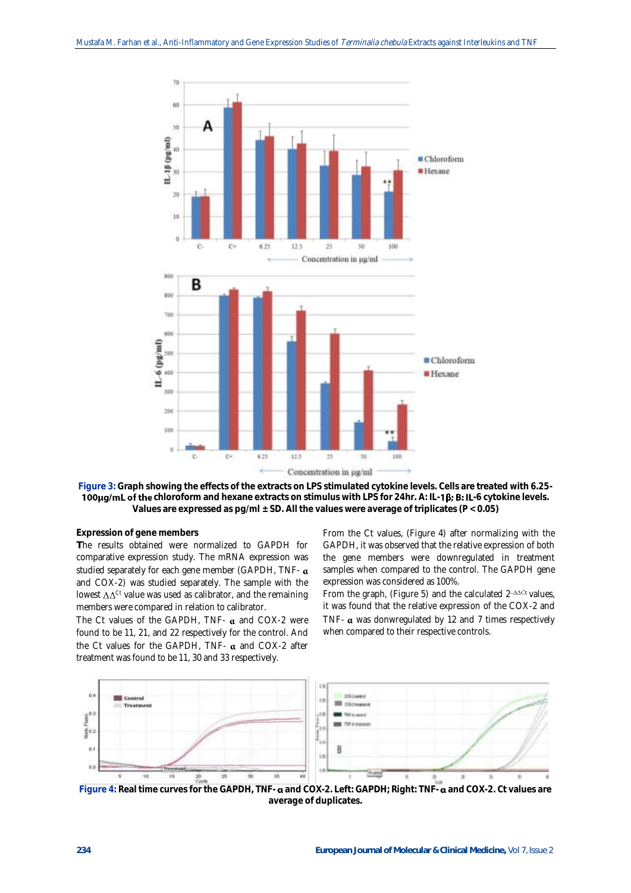**Figure 3:** Graph showing the effects of the extracts on LPS stimulated cytokine levels. Cells are treated with 6.25-100μg/mL of the chloroform and hexane extracts on stimulus with LPS for 24hr. A: IL-1β; B: IL-6 cytokine levels. Values are expressed as pg/ml ± SD. All the values were average of triplicates (P < 0.05)

### Expression of gene members

The results obtained were normalized to GAPDH for comparative expression study. The mRNA expression was studied separately for each gene member (GAPDH, TNF- α and COX-2) was studied separately. The sample with the lowest $\Delta\Delta^{Ct}$ value was used as calibrator, and the remaining members were compared in relation to calibrator.

The Ct values of the GAPDH, TNF- α and COX-2 were found to be 11, 21, and 22 respectively for the control. And the Ct values for the GAPDH, TNF- α and COX-2 after treatment was found to be 11, 30 and 33 respectively.

From the Ct values, (Figure 4) after normalizing with the GAPDH, it was observed that the relative expression of both the gene members were downregulated in treatment samples when compared to the control. The GAPDH gene expression was considered as 100%.

From the graph, (Figure 5) and the calculated $2^{-\Delta\Delta Ct}$ values, it was found that the relative expression of the COX-2 and TNF- α was donwregulated by 12 and 7 times respectively when compared to their respective controls.

**Figure 4:** Real time curves for the GAPDH, TNF- α and COX-2. Left: GAPDH; Right: TNF- α and COX-2. Ct values are average of duplicates.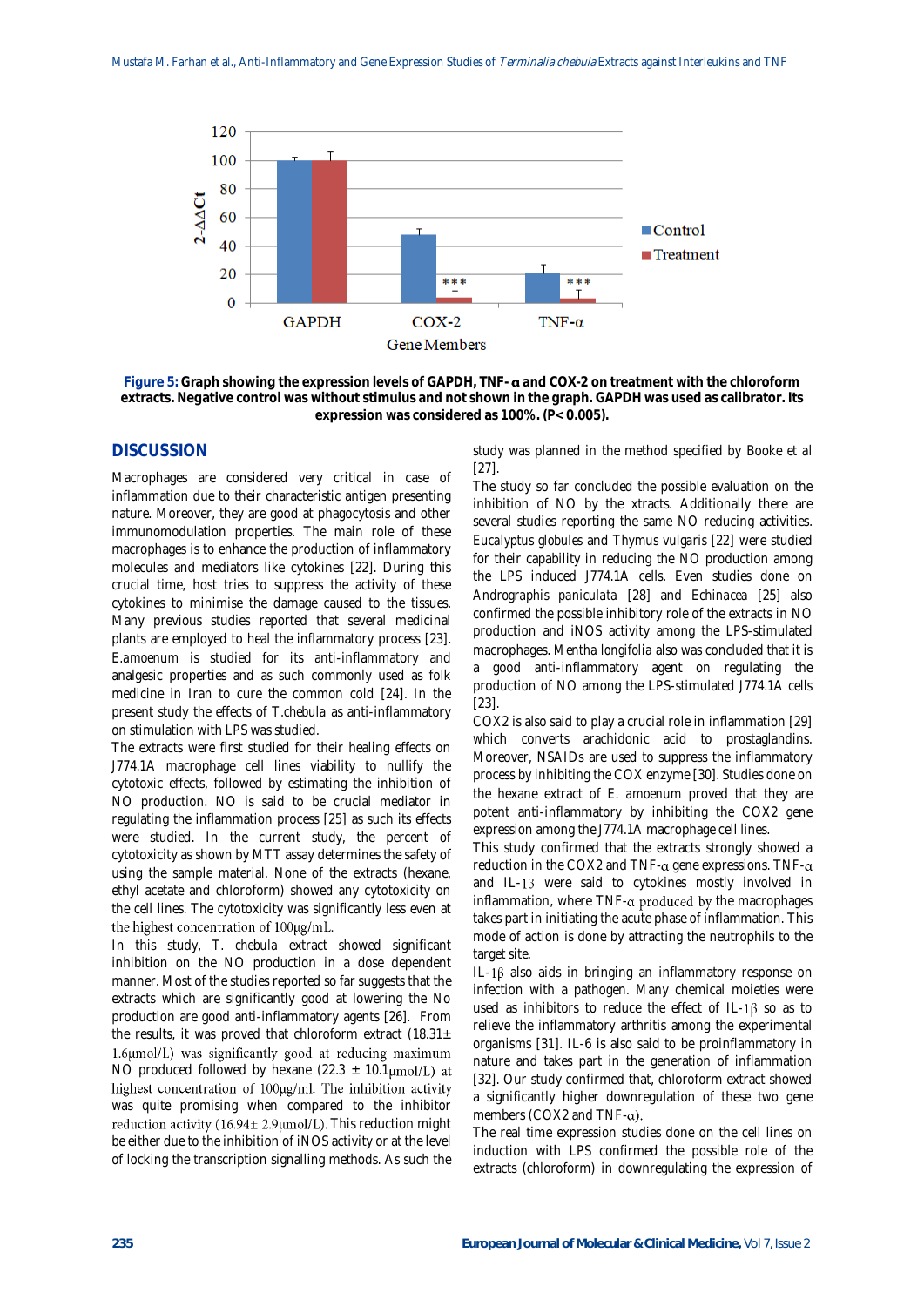**Figure 5:** Graph showing the expression levels of GAPDH, TNF- α and COX-2 on treatment with the chloroform extracts. Negative control was without stimulus and not shown in the graph. GAPDH was used as calibrator. Its expression was considered as 100%. (P< 0.005).

## DISCUSSION

Macrophages are considered very critical in case of inflammation due to their characteristic antigen presenting nature. Moreover, they are good at phagocytosis and other immunomodulation properties. The main role of these macrophages is to enhance the production of inflammatory molecules and mediators like cytokines [22]. During this crucial time, host tries to suppress the activity of these cytokines to minimise the damage caused to the tissues. Many previous studies reported that several medicinal plants are employed to heal the inflammatory process [23]. E.amoenum is studied for its anti-inflammatory and analgesic properties and as such commonly used as folk medicine in Iran to cure the common cold [24]. In the present study the effects of T.chebula as anti-inflammatory on stimulation with LPS was studied.

The extracts were first studied for their healing effects on J774.1A macrophage cell lines viability to nullify the cytotoxic effects, followed by estimating the inhibition of NO production. NO is said to be crucial mediator in regulating the inflammation process [25] as such its effects were studied. In the current study, the percent of cytotoxicity as shown by MTT assay determines the safety of using the sample material. None of the extracts (hexane, ethyl acetate and chloroform) showed any cytotoxicity on the cell lines. The cytotoxicity was significantly less even at the highest concentration of 100μg/mL.

In this study, T. chebula extract showed significant inhibition on the NO production in a dose dependent manner. Most of the studies reported so far suggests that the extracts which are significantly good at lowering the No production are good anti-inflammatory agents [26]. From the results, it was proved that chloroform extract (18.31± 1.6μmol/L) was significantly good at reducing maximum NO produced followed by hexane (22.3 ± 10.1μmol/L) at highest concentration of 100μg/ml. The inhibition activity was quite promising when compared to the inhibitor reduction activity (16.94± 2.9μmol/L). This reduction might be either due to the inhibition of iNOS activity or at the level of locking the transcription signalling methods. As such the study was planned in the method specified by Booke et al [27].

The study so far concluded the possible evaluation on the inhibition of NO by the xtracts. Additionally there are several studies reporting the same NO reducing activities. Eucalyptus globules and Thymus vulgaris [22] were studied for their capability in reducing the NO production among the LPS induced J774.1A cells. Even studies done on Andrographis paniculata [28] and Echinacea [25] also confirmed the possible inhibitory role of the extracts in NO production and iNOS activity among the LPS-stimulated macrophages. Mentha longifolia also was concluded that it is a good anti-inflammatory agent on regulating the production of NO among the LPS-stimulated J774.1A cells [23].

COX2 is also said to play a crucial role in inflammation [29] which converts arachidonic acid to prostaglandins. Moreover, NSAIDs are used to suppress the inflammatory process by inhibiting the COX enzyme [30]. Studies done on the hexane extract of E. amoenum proved that they are potent anti-inflammatory by inhibiting the COX2 gene expression among the J774.1A macrophage cell lines.

This study confirmed that the extracts strongly showed a reduction in the COX2 and TNF-α gene expressions. TNF-α and IL-1β were said to cytokines mostly involved in inflammation, where TNF-α produced by the macrophages takes part in initiating the acute phase of inflammation. This mode of action is done by attracting the neutrophils to the target site.

IL-1β also aids in bringing an inflammatory response on infection with a pathogen. Many chemical moieties were used as inhibitors to reduce the effect of IL-1β so as to relieve the inflammatory arthritis among the experimental organisms [31]. IL-6 is also said to be proinflammatory in nature and takes part in the generation of inflammation [32]. Our study confirmed that, chloroform extract showed a significantly higher downregulation of these two gene members (COX2 and TNF-α).

The real time expression studies done on the cell lines on induction with LPS confirmed the possible role of the extracts (chloroform) in downregulating the expression of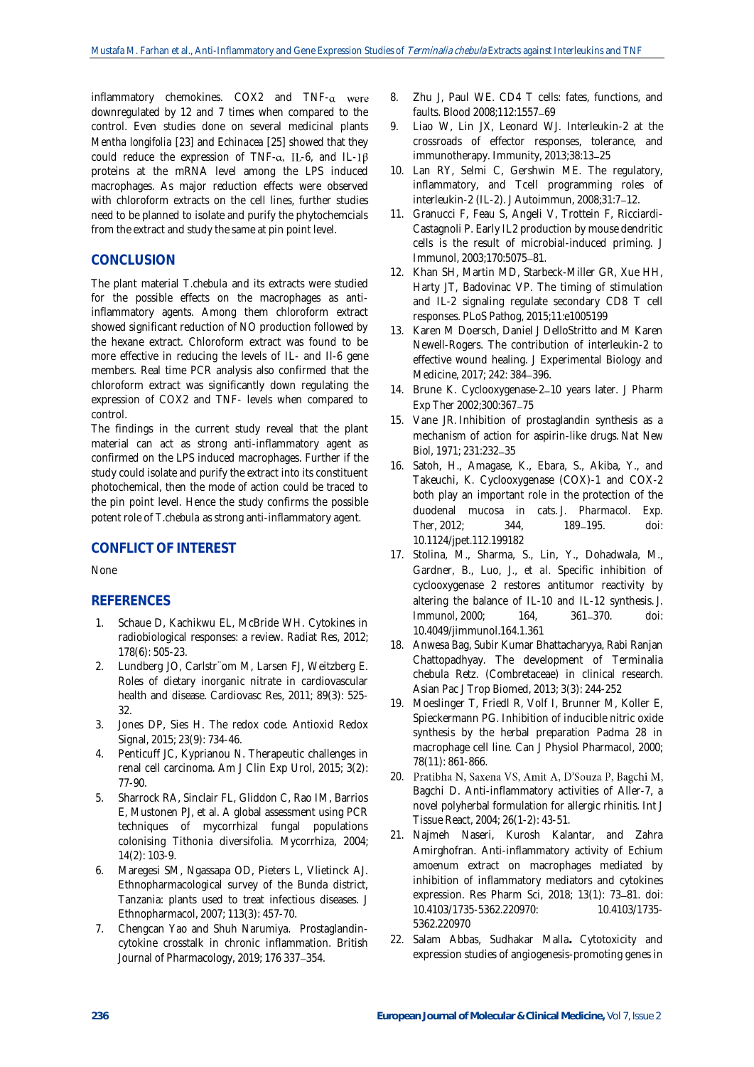inflammatory chemokines. COX2 and TNF-α were downregulated by 12 and 7 times when compared to the control. Even studies done on several medicinal plants *Mentha longifolia* [23] and *Echinacea* [25] showed that they could reduce the expression of TNF-α, IL-6, and IL-1β proteins at the mRNA level among the LPS induced macrophages. As major reduction effects were observed with chloroform extracts on the cell lines, further studies need to be planned to isolate and purify the phytochemcials from the extract and study the same at pin point level.

## CONCLUSION

The plant material *T.chebula* and its extracts were studied for the possible effects on the macrophages as anti-inflammatory agents. Among them chloroform extract showed significant reduction of NO production followed by the hexane extract. Chloroform extract was found to be more effective in reducing the levels of IL- and Il-6 gene members. Real time PCR analysis also confirmed that the chloroform extract was significantly down regulating the expression of COX2 and TNF- levels when compared to control.

The findings in the current study reveal that the plant material can act as strong anti-inflammatory agent as confirmed on the LPS induced macrophages. Further if the study could isolate and purify the extract into its constituent photochemical, then the mode of action could be traced to the pin point level. Hence the study confirms the possible potent role of *T.chebula* as strong anti-inflammatory agent.

## CONFLICT OF INTEREST

None

## REFERENCES

1. Schaue D, Kachikwu EL, McBride WH. Cytokines in radiobiological responses: a review. Radiat Res, 2012; 178(6): 505-23.
2. Lundberg JO, Carlstr¨om M, Larsen FJ, Weitzberg E. Roles of dietary inorganic nitrate in cardiovascular health and disease. Cardiovasc Res, 2011; 89(3): 525-32.
3. Jones DP, Sies H. The redox code. Antioxid Redox Signal, 2015; 23(9): 734-46.
4. Penticuff JC, Kyprianou N. Therapeutic challenges in renal cell carcinoma. Am J Clin Exp Urol, 2015; 3(2): 77-90.
5. Sharrock RA, Sinclair FL, Gliddon C, Rao IM, Barrios E, Mustonen PJ, et al. A global assessment using PCR techniques of mycorrhizal fungal populations colonising Tithonia diversifolia. Mycorrhiza, 2004; 14(2): 103-9.
6. Maregesi SM, Ngassapa OD, Pieters L, Vlietinck AJ. Ethnopharmacological survey of the Bunda district, Tanzania: plants used to treat infectious diseases. J Ethnopharmacol, 2007; 113(3): 457-70.
7. Chengcan Yao and Shuh Narumiya. Prostaglandin-cytokine crosstalk in chronic inflammation. British Journal of Pharmacology, 2019; 176 337–354.
8. Zhu J, Paul WE. CD4 T cells: fates, functions, and faults. Blood 2008;112:1557–69
9. Liao W, Lin JX, Leonard WJ. Interleukin-2 at the crossroads of effector responses, tolerance, and immunotherapy. Immunity, 2013;38:13–25
10. Lan RY, Selmi C, Gershwin ME. The regulatory, inflammatory, and Tcell programming roles of interleukin-2 (IL-2). J Autoimmun, 2008;31:7–12.
11. Granucci F, Feau S, Angeli V, Trottein F, Ricciardi-Castagnoli P. Early IL2 production by mouse dendritic cells is the result of microbial-induced priming. J Immunol, 2003;170:5075–81.
12. Khan SH, Martin MD, Starbeck-Miller GR, Xue HH, Harty JT, Badovinac VP. The timing of stimulation and IL-2 signaling regulate secondary CD8 T cell responses. PLoS Pathog, 2015;11:e1005199
13. Karen M Doersch, Daniel J DelloStritto and M Karen Newell-Rogers. The contribution of interleukin-2 to effective wound healing. J Experimental Biology and Medicine, 2017; 242: 384–396.
14. Brune K. Cyclooxygenase-2–10 years later. *J Pharm Exp Ther* 2002;300:367–75
15. Vane JR. Inhibition of prostaglandin synthesis as a mechanism of action for aspirin-like drugs. *Nat New Biol*, 1971; 231:232–35
16. Satoh, H., Amagase, K., Ebara, S., Akiba, Y., and Takeuchi, K. Cyclooxygenase (COX)-1 and COX-2 both play an important role in the protection of the duodenal mucosa in cats. *J. Pharmacol. Exp. Ther*, 2012; 344, 189–195. doi: 10.1124/jpet.112.199182
17. Stolina, M., Sharma, S., Lin, Y., Dohadwala, M., Gardner, B., Luo, J., *et al*. Specific inhibition of cyclooxygenase 2 restores antitumor reactivity by altering the balance of IL-10 and IL-12 synthesis. *J. Immunol*, 2000; 164, 361–370. doi: 10.4049/jimmunol.164.1.361
18. Anwesa Bag, Subir Kumar Bhattacharyya, Rabi Ranjan Chattopadhyay. The development of Terminalia chebula Retz. (Combretaceae) in clinical research. Asian Pac J Trop Biomed, 2013; 3(3): 244-252
19. Moeslinger T, Friedl R, Volf I, Brunner M, Koller E, Spieckermann PG. Inhibition of inducible nitric oxide synthesis by the herbal preparation Padma 28 in macrophage cell line. Can J Physiol Pharmacol, 2000; 78(11): 861-866.
20. Pratibha N, Saxena VS, Amit A, D'Souza P, Bagchi M, Bagchi D. Anti-inflammatory activities of Aller-7, a novel polyherbal formulation for allergic rhinitis. Int J Tissue React, 2004; 26(1-2): 43-51.
21. Najmeh Naseri, Kurosh Kalantar, and Zahra Amirghofran. Anti-inflammatory activity of *Echium amoenum* extract on macrophages mediated by inhibition of inflammatory mediators and cytokines expression. Res Pharm Sci, 2018; 13(1): 73–81. doi: 10.4103/1735-5362.220970: 10.4103/1735-5362.220970
22. Salam Abbas, Sudhakar Malla**.** Cytotoxicity and expression studies of angiogenesis-promoting genes in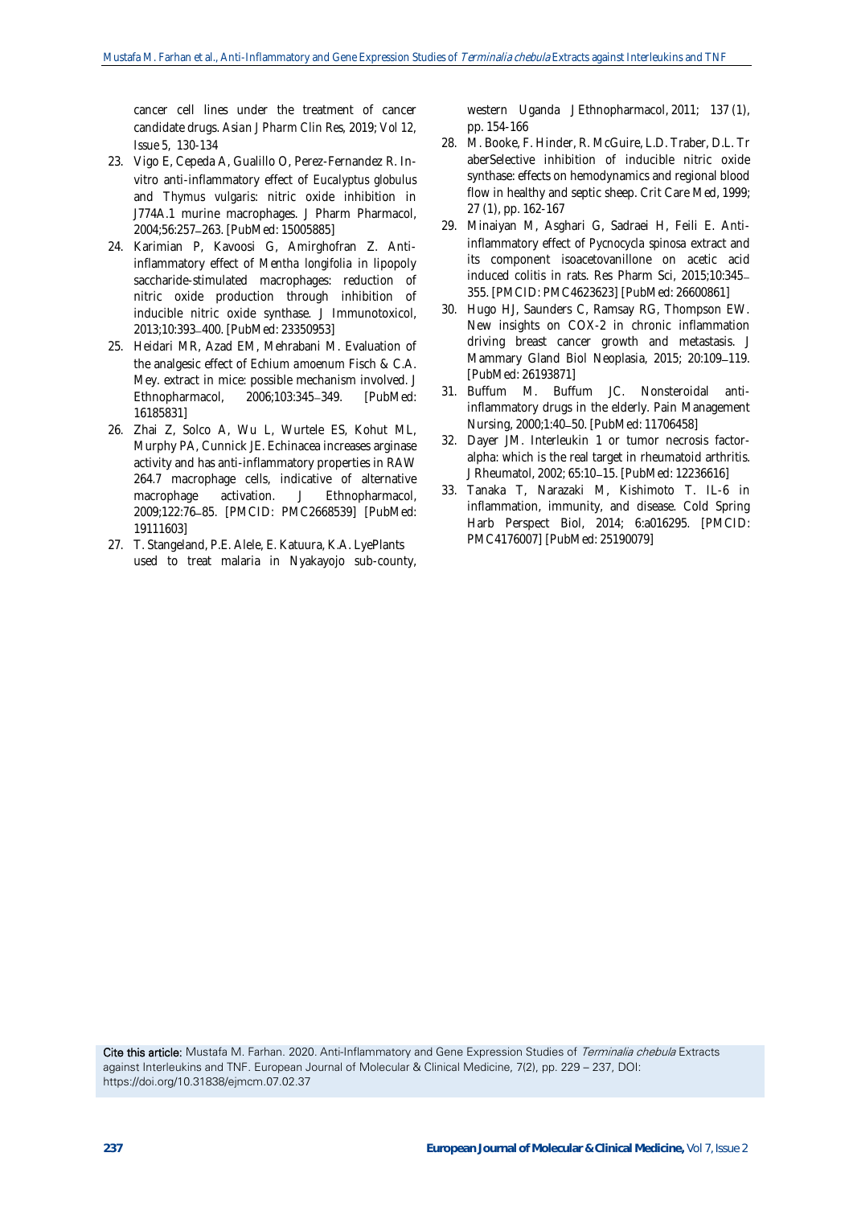cancer cell lines under the treatment of cancer candidate drugs. Asian J Pharm Clin Res, 2019; Vol 12, Issue 5, 130-134

23. Vigo E, Cepeda A, Gualillo O, Perez-Fernandez R. In-vitro anti-inflammatory effect of *Eucalyptus globulus* and *Thymus vulgaris*: nitric oxide inhibition in J774A.1 murine macrophages. J Pharm Pharmacol, 2004;56:257–263. [PubMed: 15005885]
24. Karimian P, Kavoosi G, Amirghofran Z. Anti-inflammatory effect of *Mentha longifolia* in lipopoly saccharide-stimulated macrophages: reduction of nitric oxide production through inhibition of inducible nitric oxide synthase. J Immunotoxicol, 2013;10:393–400. [PubMed: 23350953]
25. Heidari MR, Azad EM, Mehrabani M. Evaluation of the analgesic effect of *Echium amoenum* Fisch & C.A. Mey. extract in mice: possible mechanism involved. J Ethnopharmacol, 2006;103:345–349. [PubMed: 16185831]
26. Zhai Z, Solco A, Wu L, Wurtele ES, Kohut ML, Murphy PA, Cunnick JE. Echinacea increases arginase activity and has anti-inflammatory properties in RAW 264.7 macrophage cells, indicative of alternative macrophage activation. J Ethnopharmacol, 2009;122:76–85. [PMCID: PMC2668539] [PubMed: 19111603]
27. T. Stangeland, P.E. Alele, E. Katuura, K.A. LyePlants used to treat malaria in Nyakayojo sub-county, western Uganda J Ethnopharmacol, 2011; 137 (1), pp. 154-166
28. M. Booke, F. Hinder, R. McGuire, L.D. Traber, D.L. Tr aberSelective inhibition of inducible nitric oxide synthase: effects on hemodynamics and regional blood flow in healthy and septic sheep. Crit Care Med, 1999; 27 (1), pp. 162-167
29. Minaiyan M, Asghari G, Sadraei H, Feili E. Anti-inflammatory effect of *Pycnocycla spinosa* extract and its component isoacetovanillone on acetic acid induced colitis in rats. Res Pharm Sci, 2015;10:345–355. [PMCID: PMC4623623] [PubMed: 26600861]
30. Hugo HJ, Saunders C, Ramsay RG, Thompson EW. New insights on COX-2 in chronic inflammation driving breast cancer growth and metastasis. J Mammary Gland Biol Neoplasia, 2015; 20:109–119. [PubMed: 26193871]
31. Buffum M. Buffum JC. Nonsteroidal anti-inflammatory drugs in the elderly. Pain Management Nursing, 2000;1:40–50. [PubMed: 11706458]
32. Dayer JM. Interleukin 1 or tumor necrosis factor-alpha: which is the real target in rheumatoid arthritis. J Rheumatol, 2002; 65:10–15. [PubMed: 12236616]
33. Tanaka T, Narazaki M, Kishimoto T. IL-6 in inflammation, immunity, and disease. Cold Spring Harb Perspect Biol, 2014; 6:a016295. [PMCID: PMC4176007] [PubMed: 25190079]

**Cite this article:** Mustafa M. Farhan. 2020. Anti-Inflammatory and Gene Expression Studies of *Terminalia chebula* Extracts against Interleukins and TNF. European Journal of Molecular & Clinical Medicine, 7(2), pp. 229 – 237, DOI: https://doi.org/10.31838/ejmcm.07.02.37